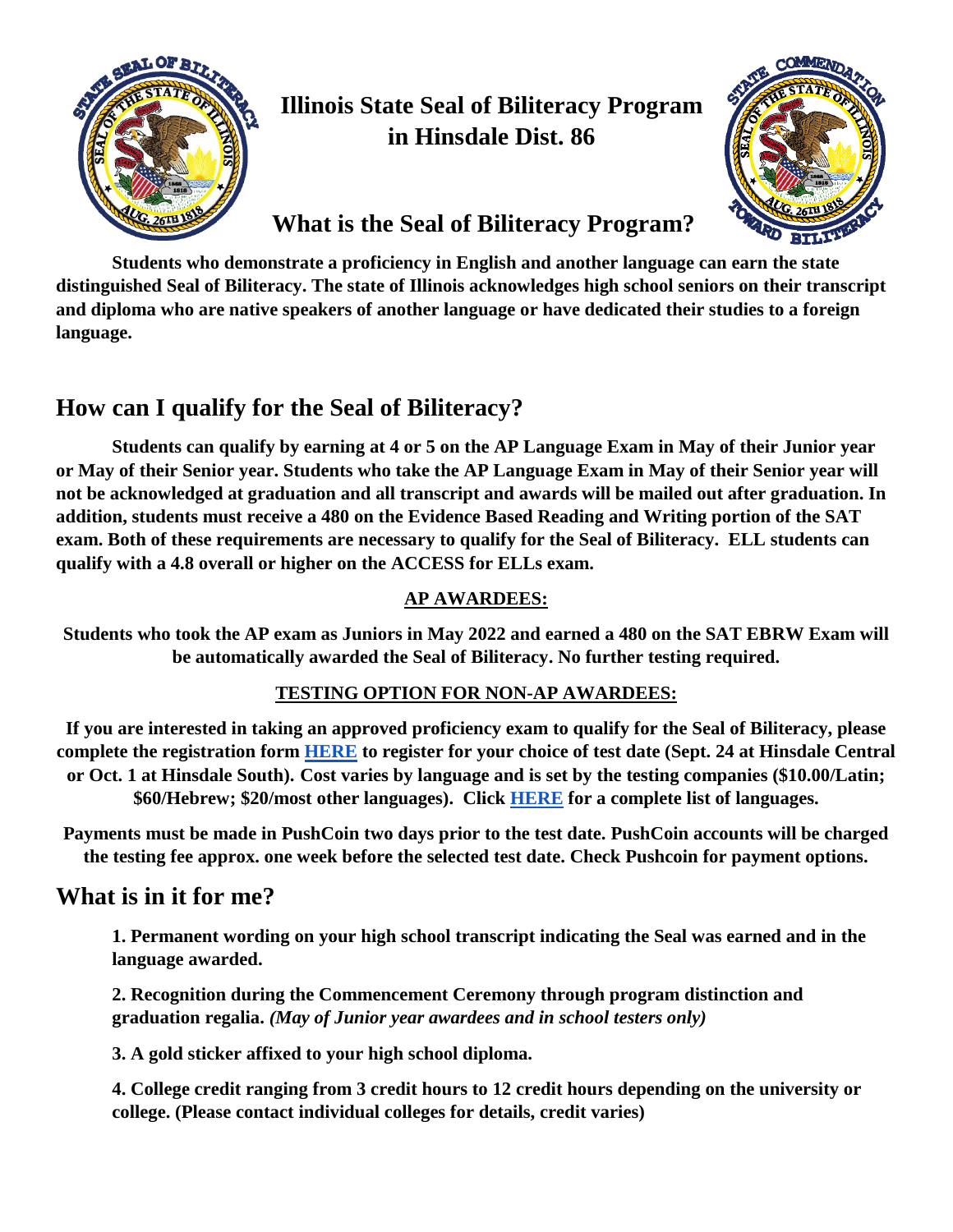# Illinois State Seal of Biliteracy Program in Hinsdale Dist. 86

## What is the Seal of Biliteracy Program?

**Students who demonstrate a proficiency in English and another language can earn the state distinguished Seal of Biliteracy. The state of Illinois acknowledges high school seniors on their transcript and diploma who are native speakers of another language or have dedicated their studies to a foreign language.**

## How can I qualify for the Seal of Biliteracy?

**Students can qualify by earning at 4 or 5 on the AP Language Exam in May of their Junior year or May of their Senior year. Students who take the AP Language Exam in May of their Senior year will not be acknowledged at graduation and all transcript and awards will be mailed out after graduation. In addition, students must receive a 480 on the Evidence Based Reading and Writing portion of the SAT exam. Both of these requirements are necessary to qualify for the Seal of Biliteracy. ELL students can qualify with a 4.8 overall or higher on the ACCESS for ELLs exam.**

### AP AWARDEES:

**Students who took the AP exam as Juniors in May 2022 and earned a 480 on the SAT EBRW Exam will be automatically awarded the Seal of Biliteracy. No further testing required.**

### TESTING OPTION FOR NON-AP AWARDEES:

**If you are interested in taking an approved proficiency exam to qualify for the Seal of Biliteracy, please complete the registration form HERE to register for your choice of test date (Sept. 24 at Hinsdale Central or Oct. 1 at Hinsdale South). Cost varies by language and is set by the testing companies ($10.00/Latin; $60/Hebrew; $20/most other languages). Click HERE for a complete list of languages.**

**Payments must be made in PushCoin two days prior to the test date. PushCoin accounts will be charged the testing fee approx. one week before the selected test date. Check Pushcoin for payment options.**

## What is in it for me?

**1. Permanent wording on your high school transcript indicating the Seal was earned and in the language awarded.**

**2. Recognition during the Commencement Ceremony through program distinction and graduation regalia.** ***(May of Junior year awardees and in school testers only)***

**3. A gold sticker affixed to your high school diploma.**

**4. College credit ranging from 3 credit hours to 12 credit hours depending on the university or college. (Please contact individual colleges for details, credit varies)**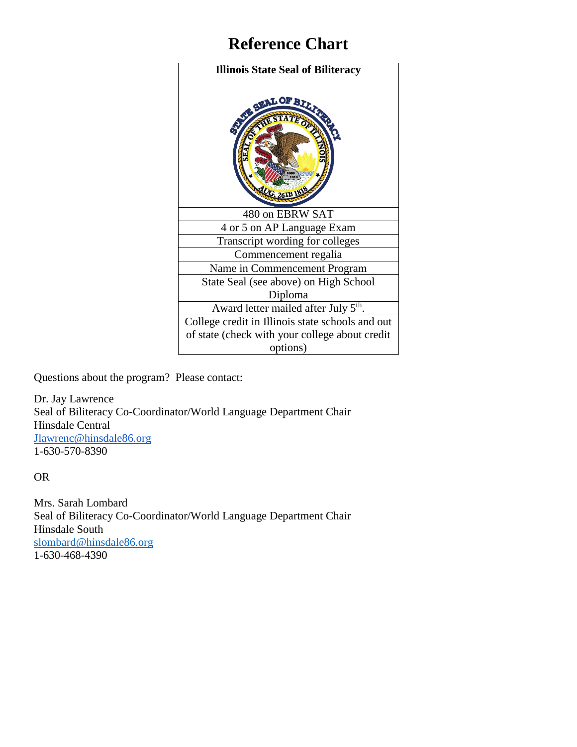# Reference Chart

| Illinois State Seal of Biliteracy |
| --- |
| 480 on EBRW SAT |
| 4 or 5 on AP Language Exam |
| Transcript wording for colleges |
| Commencement regalia |
| Name in Commencement Program |
| State Seal (see above) on High School Diploma |
| Award letter mailed after July 5th. |
| College credit in Illinois state schools and out of state (check with your college about credit options) |

Questions about the program? Please contact:

Dr. Jay Lawrence
Seal of Biliteracy Co-Coordinator/World Language Department Chair
Hinsdale Central
Jlawrenc@hinsdale86.org
1-630-570-8390

OR

Mrs. Sarah Lombard
Seal of Biliteracy Co-Coordinator/World Language Department Chair
Hinsdale South
slombard@hinsdale86.org
1-630-468-4390